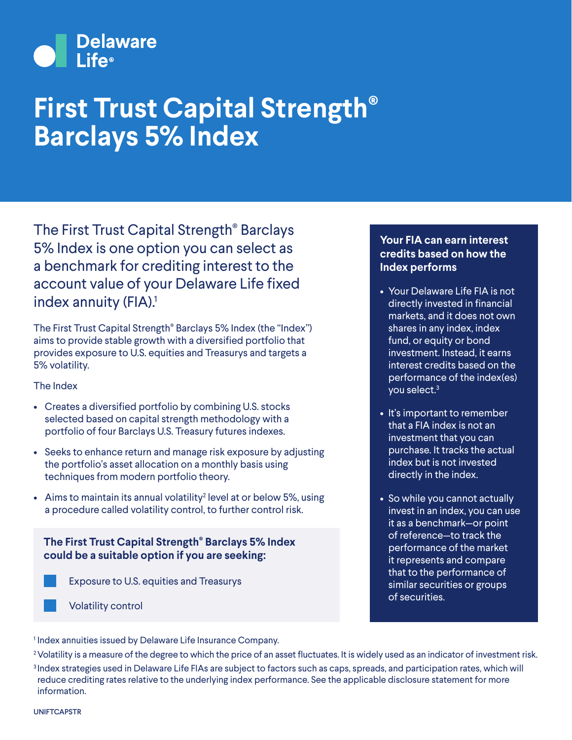Delaware Life®

# First Trust Capital Strength® Barclays 5% Index

The First Trust Capital Strength® Barclays 5% Index is one option you can select as a benchmark for crediting interest to the account value of your Delaware Life fixed index annuity (FIA).[1]

The First Trust Capital Strength® Barclays 5% Index (the "Index") aims to provide stable growth with a diversified portfolio that provides exposure to U.S. equities and Treasurys and targets a 5% volatility.

The Index

- Creates a diversified portfolio by combining U.S. stocks selected based on capital strength methodology with a portfolio of four Barclays U.S. Treasury futures indexes.
- Seeks to enhance return and manage risk exposure by adjusting the portfolio's asset allocation on a monthly basis using techniques from modern portfolio theory.
- Aims to maintain its annual volatility[2] level at or below 5%, using a procedure called volatility control, to further control risk.

**The First Trust Capital Strength® Barclays 5% Index could be a suitable option if you are seeking:**

- Exposure to U.S. equities and Treasurys
- Volatility control

**Your FIA can earn interest credits based on how the Index performs**

- Your Delaware Life FIA is not directly invested in financial markets, and it does not own shares in any index, index fund, or equity or bond investment. Instead, it earns interest credits based on the performance of the index(es) you select.[3]
- It's important to remember that a FIA index is not an investment that you can purchase. It tracks the actual index but is not invested directly in the index.
- So while you cannot actually invest in an index, you can use it as a benchmark—or point of reference—to track the performance of the market it represents and compare that to the performance of similar securities or groups of securities.

[1] Index annuities issued by Delaware Life Insurance Company.

[2] Volatility is a measure of the degree to which the price of an asset fluctuates. It is widely used as an indicator of investment risk.

[3] Index strategies used in Delaware Life FIAs are subject to factors such as caps, spreads, and participation rates, which will reduce crediting rates relative to the underlying index performance. See the applicable disclosure statement for more information.

UNIFTCAPSTR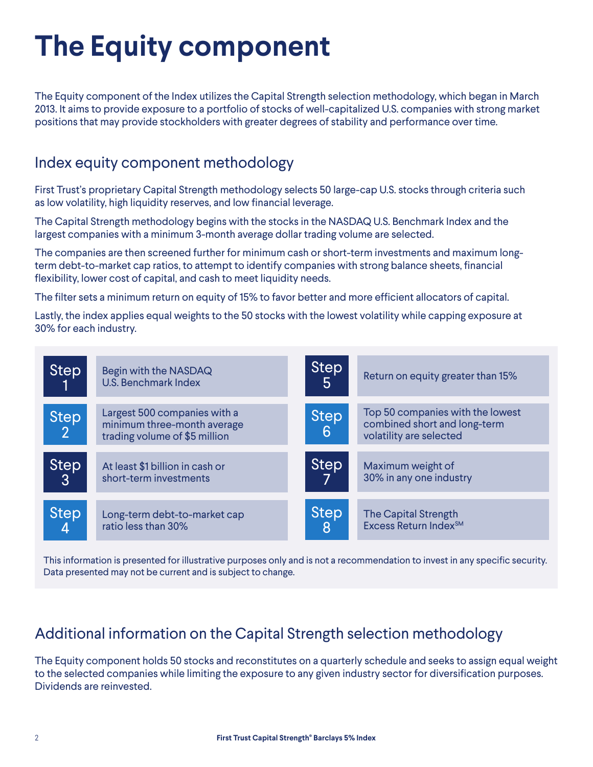# The Equity component

The Equity component of the Index utilizes the Capital Strength selection methodology, which began in March 2013. It aims to provide exposure to a portfolio of stocks of well-capitalized U.S. companies with strong market positions that may provide stockholders with greater degrees of stability and performance over time.

## Index equity component methodology

First Trust's proprietary Capital Strength methodology selects 50 large-cap U.S. stocks through criteria such as low volatility, high liquidity reserves, and low financial leverage.

The Capital Strength methodology begins with the stocks in the NASDAQ U.S. Benchmark Index and the largest companies with a minimum 3-month average dollar trading volume are selected.

The companies are then screened further for minimum cash or short-term investments and maximum long-term debt-to-market cap ratios, to attempt to identify companies with strong balance sheets, financial flexibility, lower cost of capital, and cash to meet liquidity needs.

The filter sets a minimum return on equity of 15% to favor better and more efficient allocators of capital.

Lastly, the index applies equal weights to the 50 stocks with the lowest volatility while capping exposure at 30% for each industry.

| Step | Description |
|---|---|
| Step 1 | Begin with the NASDAQ U.S. Benchmark Index |
| Step 2 | Largest 500 companies with a minimum three-month average trading volume of $5 million |
| Step 3 | At least $1 billion in cash or short-term investments |
| Step 4 | Long-term debt-to-market cap ratio less than 30% |
| Step 5 | Return on equity greater than 15% |
| Step 6 | Top 50 companies with the lowest combined short and long-term volatility are selected |
| Step 7 | Maximum weight of 30% in any one industry |
| Step 8 | The Capital Strength Excess Return Index℠ |

This information is presented for illustrative purposes only and is not a recommendation to invest in any specific security. Data presented may not be current and is subject to change.

## Additional information on the Capital Strength selection methodology

The Equity component holds 50 stocks and reconstitutes on a quarterly schedule and seeks to assign equal weight to the selected companies while limiting the exposure to any given industry sector for diversification purposes. Dividends are reinvested.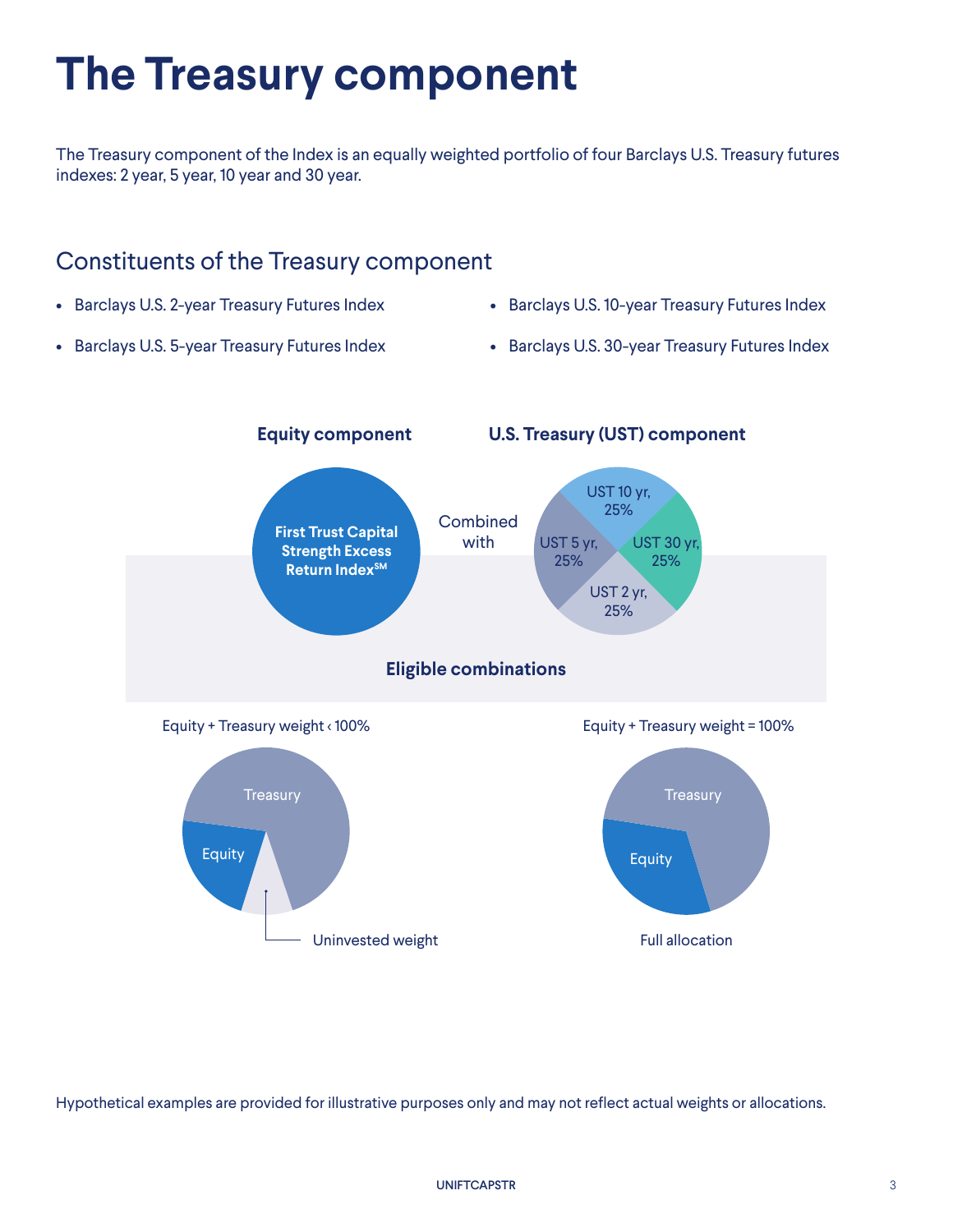# The Treasury component

The Treasury component of the Index is an equally weighted portfolio of four Barclays U.S. Treasury futures indexes: 2 year, 5 year, 10 year and 30 year.

## Constituents of the Treasury component

- Barclays U.S. 2-year Treasury Futures Index
- Barclays U.S. 5-year Treasury Futures Index
- Barclays U.S. 10-year Treasury Futures Index
- Barclays U.S. 30-year Treasury Futures Index

**Equity component**

First Trust Capital Strength Excess Return Index℠

Combined with

**U.S. Treasury (UST) component**

UST 10 yr, 25%
UST 30 yr, 25%
UST 2 yr, 25%
UST 5 yr, 25%

**Eligible combinations**

Equity + Treasury weight ‹ 100%

Treasury
Equity
Uninvested weight

Equity + Treasury weight = 100%

Treasury
Equity
Full allocation

Hypothetical examples are provided for illustrative purposes only and may not reflect actual weights or allocations.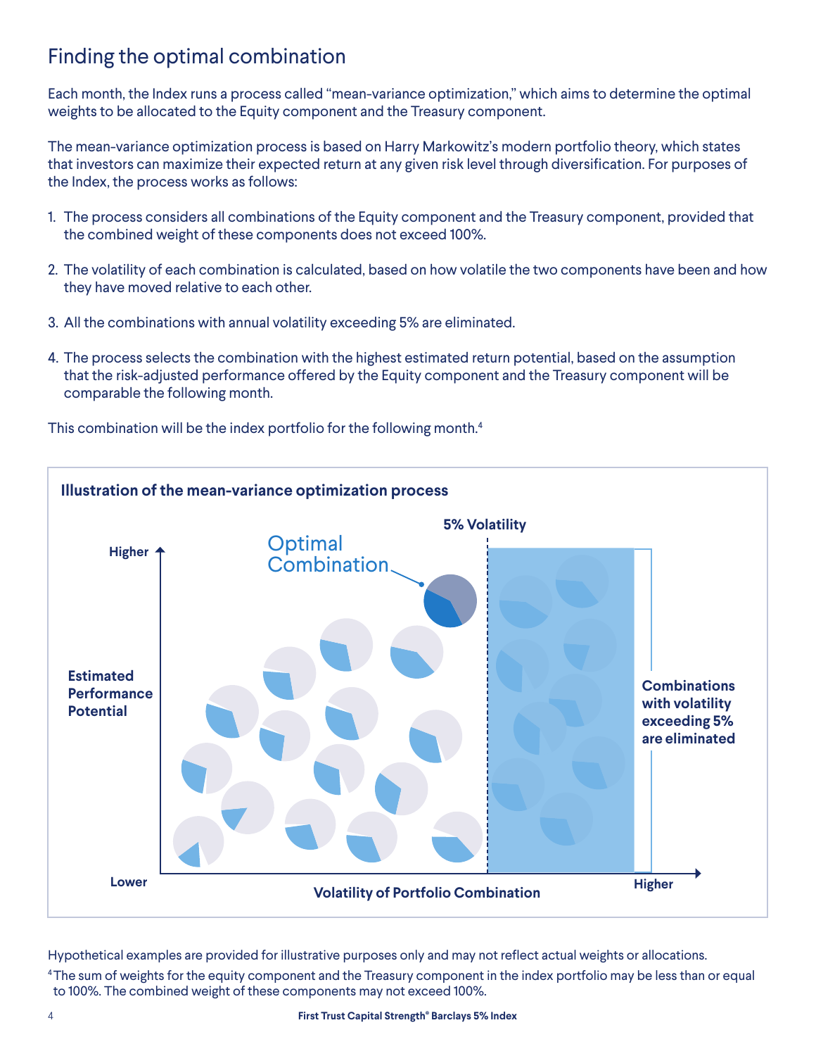## Finding the optimal combination

Each month, the Index runs a process called "mean-variance optimization," which aims to determine the optimal weights to be allocated to the Equity component and the Treasury component.

The mean-variance optimization process is based on Harry Markowitz's modern portfolio theory, which states that investors can maximize their expected return at any given risk level through diversification. For purposes of the Index, the process works as follows:

1. The process considers all combinations of the Equity component and the Treasury component, provided that the combined weight of these components does not exceed 100%.
2. The volatility of each combination is calculated, based on how volatile the two components have been and how they have moved relative to each other.
3. All the combinations with annual volatility exceeding 5% are eliminated.
4. The process selects the combination with the highest estimated return potential, based on the assumption that the risk-adjusted performance offered by the Equity component and the Treasury component will be comparable the following month.

This combination will be the index portfolio for the following month.[4]

**Illustration of the mean-variance optimization process**

5% Volatility

Optimal Combination

Higher

Estimated Performance Potential

Lower

Volatility of Portfolio Combination

Higher

Combinations with volatility exceeding 5% are eliminated

Hypothetical examples are provided for illustrative purposes only and may not reflect actual weights or allocations.

[4] The sum of weights for the equity component and the Treasury component in the index portfolio may be less than or equal to 100%. The combined weight of these components may not exceed 100%.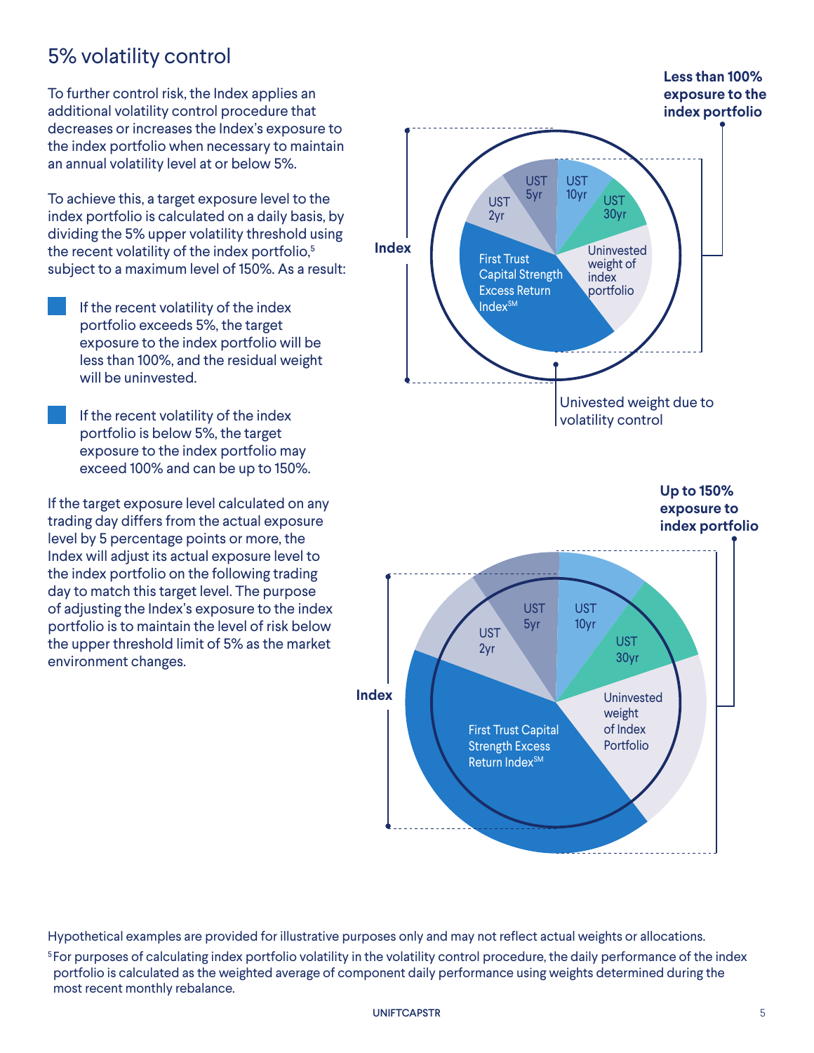## 5% volatility control

To further control risk, the Index applies an additional volatility control procedure that decreases or increases the Index's exposure to the index portfolio when necessary to maintain an annual volatility level at or below 5%.

To achieve this, a target exposure level to the index portfolio is calculated on a daily basis, by dividing the 5% upper volatility threshold using the recent volatility of the index portfolio,[5] subject to a maximum level of 150%. As a result:

- If the recent volatility of the index portfolio exceeds 5%, the target exposure to the index portfolio will be less than 100%, and the residual weight will be uninvested.
- If the recent volatility of the index portfolio is below 5%, the target exposure to the index portfolio may exceed 100% and can be up to 150%.

If the target exposure level calculated on any trading day differs from the actual exposure level by 5 percentage points or more, the Index will adjust its actual exposure level to the index portfolio on the following trading day to match this target level. The purpose of adjusting the Index's exposure to the index portfolio is to maintain the level of risk below the upper threshold limit of 5% as the market environment changes.

**Less than 100% exposure to the index portfolio**

Index

UST 2yr | UST 5yr | UST 10yr | UST 30yr | Uninvested weight of index portfolio | First Trust Capital Strength Excess Return Index[SM]

Univested weight due to volatility control

**Up to 150% exposure to index portfolio**

Index

UST 2yr | UST 5yr | UST 10yr | UST 30yr | Uninvested weight of Index Portfolio | First Trust Capital Strength Excess Return Index[SM]

Hypothetical examples are provided for illustrative purposes only and may not reflect actual weights or allocations.

[5] For purposes of calculating index portfolio volatility in the volatility control procedure, the daily performance of the index portfolio is calculated as the weighted average of component daily performance using weights determined during the most recent monthly rebalance.

UNIFTCAPSTR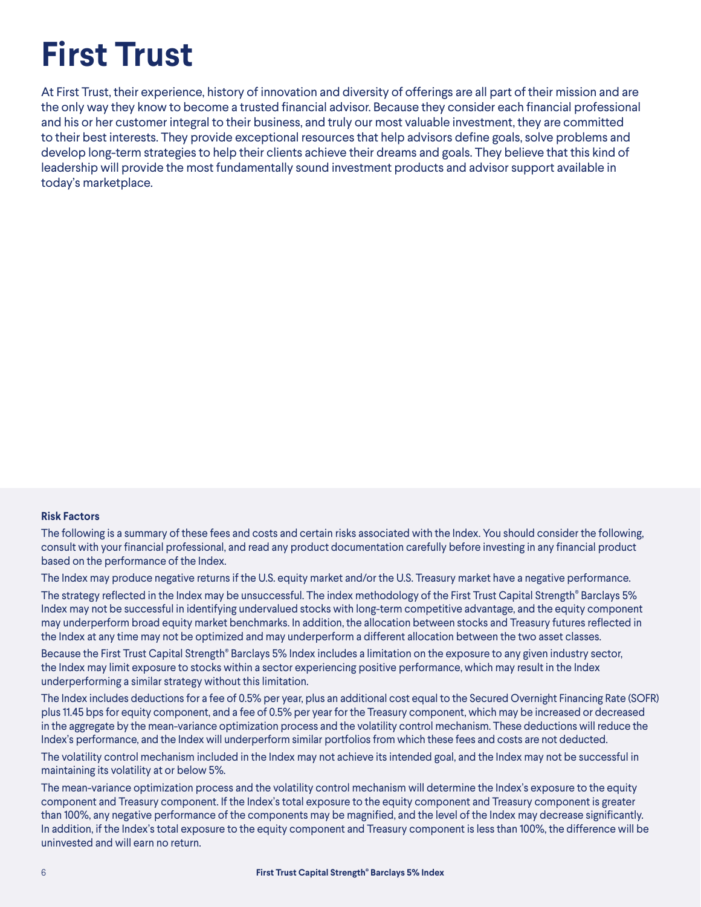# First Trust

At First Trust, their experience, history of innovation and diversity of offerings are all part of their mission and are the only way they know to become a trusted financial advisor. Because they consider each financial professional and his or her customer integral to their business, and truly our most valuable investment, they are committed to their best interests. They provide exceptional resources that help advisors define goals, solve problems and develop long-term strategies to help their clients achieve their dreams and goals. They believe that this kind of leadership will provide the most fundamentally sound investment products and advisor support available in today's marketplace.

**Risk Factors**

The following is a summary of these fees and costs and certain risks associated with the Index. You should consider the following, consult with your financial professional, and read any product documentation carefully before investing in any financial product based on the performance of the Index.

The Index may produce negative returns if the U.S. equity market and/or the U.S. Treasury market have a negative performance.

The strategy reflected in the Index may be unsuccessful. The index methodology of the First Trust Capital Strength® Barclays 5% Index may not be successful in identifying undervalued stocks with long-term competitive advantage, and the equity component may underperform broad equity market benchmarks. In addition, the allocation between stocks and Treasury futures reflected in the Index at any time may not be optimized and may underperform a different allocation between the two asset classes.

Because the First Trust Capital Strength® Barclays 5% Index includes a limitation on the exposure to any given industry sector, the Index may limit exposure to stocks within a sector experiencing positive performance, which may result in the Index underperforming a similar strategy without this limitation.

The Index includes deductions for a fee of 0.5% per year, plus an additional cost equal to the Secured Overnight Financing Rate (SOFR) plus 11.45 bps for equity component, and a fee of 0.5% per year for the Treasury component, which may be increased or decreased in the aggregate by the mean-variance optimization process and the volatility control mechanism. These deductions will reduce the Index's performance, and the Index will underperform similar portfolios from which these fees and costs are not deducted.

The volatility control mechanism included in the Index may not achieve its intended goal, and the Index may not be successful in maintaining its volatility at or below 5%.

The mean-variance optimization process and the volatility control mechanism will determine the Index's exposure to the equity component and Treasury component. If the Index's total exposure to the equity component and Treasury component is greater than 100%, any negative performance of the components may be magnified, and the level of the Index may decrease significantly. In addition, if the Index's total exposure to the equity component and Treasury component is less than 100%, the difference will be uninvested and will earn no return.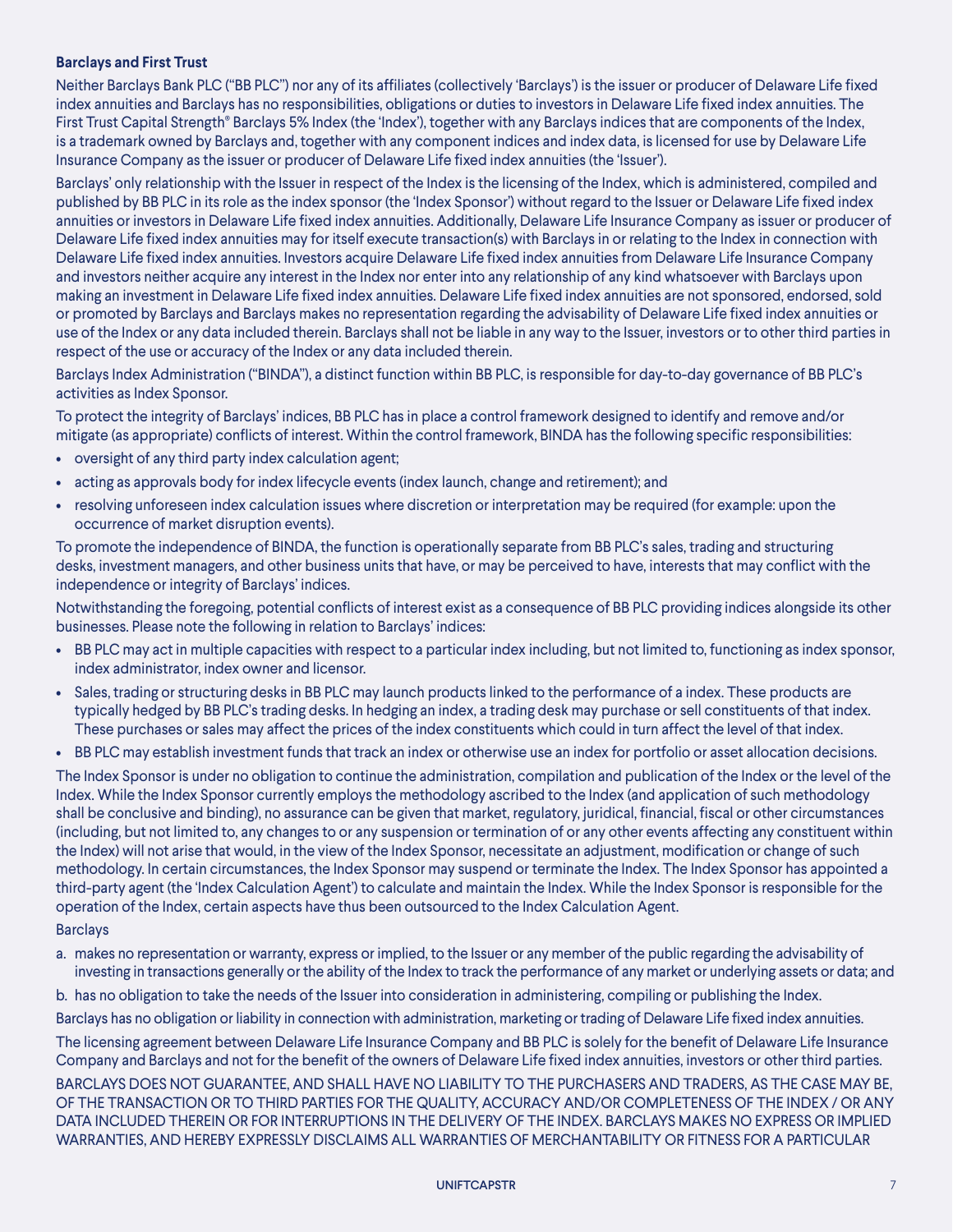**Barclays and First Trust**

Neither Barclays Bank PLC ("BB PLC") nor any of its affiliates (collectively 'Barclays') is the issuer or producer of Delaware Life fixed index annuities and Barclays has no responsibilities, obligations or duties to investors in Delaware Life fixed index annuities. The First Trust Capital Strength® Barclays 5% Index (the 'Index'), together with any Barclays indices that are components of the Index, is a trademark owned by Barclays and, together with any component indices and index data, is licensed for use by Delaware Life Insurance Company as the issuer or producer of Delaware Life fixed index annuities (the 'Issuer').

Barclays' only relationship with the Issuer in respect of the Index is the licensing of the Index, which is administered, compiled and published by BB PLC in its role as the index sponsor (the 'Index Sponsor') without regard to the Issuer or Delaware Life fixed index annuities or investors in Delaware Life fixed index annuities. Additionally, Delaware Life Insurance Company as issuer or producer of Delaware Life fixed index annuities may for itself execute transaction(s) with Barclays in or relating to the Index in connection with Delaware Life fixed index annuities. Investors acquire Delaware Life fixed index annuities from Delaware Life Insurance Company and investors neither acquire any interest in the Index nor enter into any relationship of any kind whatsoever with Barclays upon making an investment in Delaware Life fixed index annuities. Delaware Life fixed index annuities are not sponsored, endorsed, sold or promoted by Barclays and Barclays makes no representation regarding the advisability of Delaware Life fixed index annuities or use of the Index or any data included therein. Barclays shall not be liable in any way to the Issuer, investors or to other third parties in respect of the use or accuracy of the Index or any data included therein.

Barclays Index Administration ("BINDA"), a distinct function within BB PLC, is responsible for day-to-day governance of BB PLC's activities as Index Sponsor.

To protect the integrity of Barclays' indices, BB PLC has in place a control framework designed to identify and remove and/or mitigate (as appropriate) conflicts of interest. Within the control framework, BINDA has the following specific responsibilities:

- oversight of any third party index calculation agent;
- acting as approvals body for index lifecycle events (index launch, change and retirement); and
- resolving unforeseen index calculation issues where discretion or interpretation may be required (for example: upon the occurrence of market disruption events).

To promote the independence of BINDA, the function is operationally separate from BB PLC's sales, trading and structuring desks, investment managers, and other business units that have, or may be perceived to have, interests that may conflict with the independence or integrity of Barclays' indices.

Notwithstanding the foregoing, potential conflicts of interest exist as a consequence of BB PLC providing indices alongside its other businesses. Please note the following in relation to Barclays' indices:

- BB PLC may act in multiple capacities with respect to a particular index including, but not limited to, functioning as index sponsor, index administrator, index owner and licensor.
- Sales, trading or structuring desks in BB PLC may launch products linked to the performance of a index. These products are typically hedged by BB PLC's trading desks. In hedging an index, a trading desk may purchase or sell constituents of that index. These purchases or sales may affect the prices of the index constituents which could in turn affect the level of that index.
- BB PLC may establish investment funds that track an index or otherwise use an index for portfolio or asset allocation decisions.

The Index Sponsor is under no obligation to continue the administration, compilation and publication of the Index or the level of the Index. While the Index Sponsor currently employs the methodology ascribed to the Index (and application of such methodology shall be conclusive and binding), no assurance can be given that market, regulatory, juridical, financial, fiscal or other circumstances (including, but not limited to, any changes to or any suspension or termination of or any other events affecting any constituent within the Index) will not arise that would, in the view of the Index Sponsor, necessitate an adjustment, modification or change of such methodology. In certain circumstances, the Index Sponsor may suspend or terminate the Index. The Index Sponsor has appointed a third-party agent (the 'Index Calculation Agent') to calculate and maintain the Index. While the Index Sponsor is responsible for the operation of the Index, certain aspects have thus been outsourced to the Index Calculation Agent.

Barclays

a. makes no representation or warranty, express or implied, to the Issuer or any member of the public regarding the advisability of investing in transactions generally or the ability of the Index to track the performance of any market or underlying assets or data; and
b. has no obligation to take the needs of the Issuer into consideration in administering, compiling or publishing the Index.

Barclays has no obligation or liability in connection with administration, marketing or trading of Delaware Life fixed index annuities.

The licensing agreement between Delaware Life Insurance Company and BB PLC is solely for the benefit of Delaware Life Insurance Company and Barclays and not for the benefit of the owners of Delaware Life fixed index annuities, investors or other third parties.

BARCLAYS DOES NOT GUARANTEE, AND SHALL HAVE NO LIABILITY TO THE PURCHASERS AND TRADERS, AS THE CASE MAY BE, OF THE TRANSACTION OR TO THIRD PARTIES FOR THE QUALITY, ACCURACY AND/OR COMPLETENESS OF THE INDEX / OR ANY DATA INCLUDED THEREIN OR FOR INTERRUPTIONS IN THE DELIVERY OF THE INDEX. BARCLAYS MAKES NO EXPRESS OR IMPLIED WARRANTIES, AND HEREBY EXPRESSLY DISCLAIMS ALL WARRANTIES OF MERCHANTABILITY OR FITNESS FOR A PARTICULAR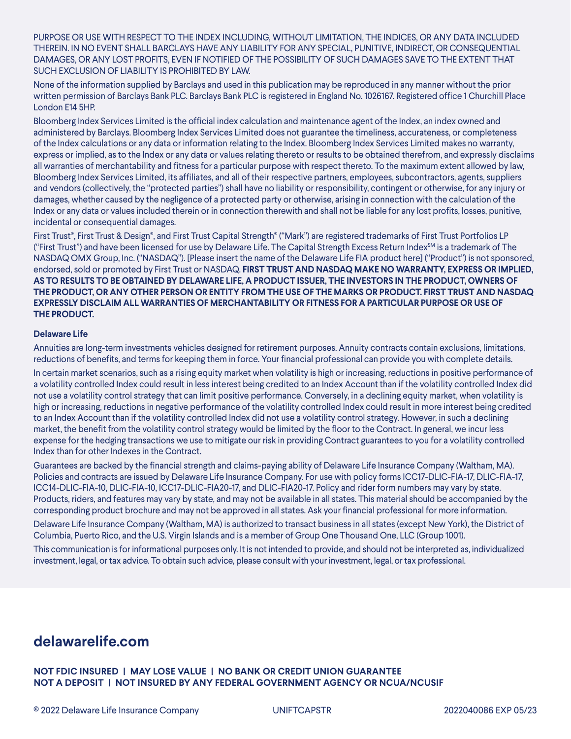PURPOSE OR USE WITH RESPECT TO THE INDEX INCLUDING, WITHOUT LIMITATION, THE INDICES, OR ANY DATA INCLUDED THEREIN. IN NO EVENT SHALL BARCLAYS HAVE ANY LIABILITY FOR ANY SPECIAL, PUNITIVE, INDIRECT, OR CONSEQUENTIAL DAMAGES, OR ANY LOST PROFITS, EVEN IF NOTIFIED OF THE POSSIBILITY OF SUCH DAMAGES SAVE TO THE EXTENT THAT SUCH EXCLUSION OF LIABILITY IS PROHIBITED BY LAW.

None of the information supplied by Barclays and used in this publication may be reproduced in any manner without the prior written permission of Barclays Bank PLC. Barclays Bank PLC is registered in England No. 1026167. Registered office 1 Churchill Place London E14 5HP.

Bloomberg Index Services Limited is the official index calculation and maintenance agent of the Index, an index owned and administered by Barclays. Bloomberg Index Services Limited does not guarantee the timeliness, accurateness, or completeness of the Index calculations or any data or information relating to the Index. Bloomberg Index Services Limited makes no warranty, express or implied, as to the Index or any data or values relating thereto or results to be obtained therefrom, and expressly disclaims all warranties of merchantability and fitness for a particular purpose with respect thereto. To the maximum extent allowed by law, Bloomberg Index Services Limited, its affiliates, and all of their respective partners, employees, subcontractors, agents, suppliers and vendors (collectively, the "protected parties") shall have no liability or responsibility, contingent or otherwise, for any injury or damages, whether caused by the negligence of a protected party or otherwise, arising in connection with the calculation of the Index or any data or values included therein or in connection therewith and shall not be liable for any lost profits, losses, punitive, incidental or consequential damages.

First Trust®, First Trust & Design®, and First Trust Capital Strength® ("Mark") are registered trademarks of First Trust Portfolios LP ("First Trust") and have been licensed for use by Delaware Life. The Capital Strength Excess Return Index℠ is a trademark of The NASDAQ OMX Group, Inc. ("NASDAQ"). [Please insert the name of the Delaware Life FIA product here] ("Product") is not sponsored, endorsed, sold or promoted by First Trust or NASDAQ. **FIRST TRUST AND NASDAQ MAKE NO WARRANTY, EXPRESS OR IMPLIED, AS TO RESULTS TO BE OBTAINED BY DELAWARE LIFE, A PRODUCT ISSUER, THE INVESTORS IN THE PRODUCT, OWNERS OF THE PRODUCT, OR ANY OTHER PERSON OR ENTITY FROM THE USE OF THE MARKS OR PRODUCT. FIRST TRUST AND NASDAQ EXPRESSLY DISCLAIM ALL WARRANTIES OF MERCHANTABILITY OR FITNESS FOR A PARTICULAR PURPOSE OR USE OF THE PRODUCT.**

**Delaware Life**

Annuities are long-term investments vehicles designed for retirement purposes. Annuity contracts contain exclusions, limitations, reductions of benefits, and terms for keeping them in force. Your financial professional can provide you with complete details.

In certain market scenarios, such as a rising equity market when volatility is high or increasing, reductions in positive performance of a volatility controlled Index could result in less interest being credited to an Index Account than if the volatility controlled Index did not use a volatility control strategy that can limit positive performance. Conversely, in a declining equity market, when volatility is high or increasing, reductions in negative performance of the volatility controlled Index could result in more interest being credited to an Index Account than if the volatility controlled Index did not use a volatility control strategy. However, in such a declining market, the benefit from the volatility control strategy would be limited by the floor to the Contract. In general, we incur less expense for the hedging transactions we use to mitigate our risk in providing Contract guarantees to you for a volatility controlled Index than for other Indexes in the Contract.

Guarantees are backed by the financial strength and claims-paying ability of Delaware Life Insurance Company (Waltham, MA). Policies and contracts are issued by Delaware Life Insurance Company. For use with policy forms ICC17-DLIC-FIA-17, DLIC-FIA-17, ICC14-DLIC-FIA-10, DLIC-FIA-10, ICC17-DLIC-FIA20-17, and DLIC-FIA20-17. Policy and rider form numbers may vary by state. Products, riders, and features may vary by state, and may not be available in all states. This material should be accompanied by the corresponding product brochure and may not be approved in all states. Ask your financial professional for more information.

Delaware Life Insurance Company (Waltham, MA) is authorized to transact business in all states (except New York), the District of Columbia, Puerto Rico, and the U.S. Virgin Islands and is a member of Group One Thousand One, LLC (Group 1001).

This communication is for informational purposes only. It is not intended to provide, and should not be interpreted as, individualized investment, legal, or tax advice. To obtain such advice, please consult with your investment, legal, or tax professional.

## delawarelife.com

**NOT FDIC INSURED | MAY LOSE VALUE | NO BANK OR CREDIT UNION GUARANTEE**
**NOT A DEPOSIT | NOT INSURED BY ANY FEDERAL GOVERNMENT AGENCY OR NCUA/NCUSIF**

© 2022 Delaware Life Insurance Company UNIFTCAPSTR 2022040086 EXP 05/23